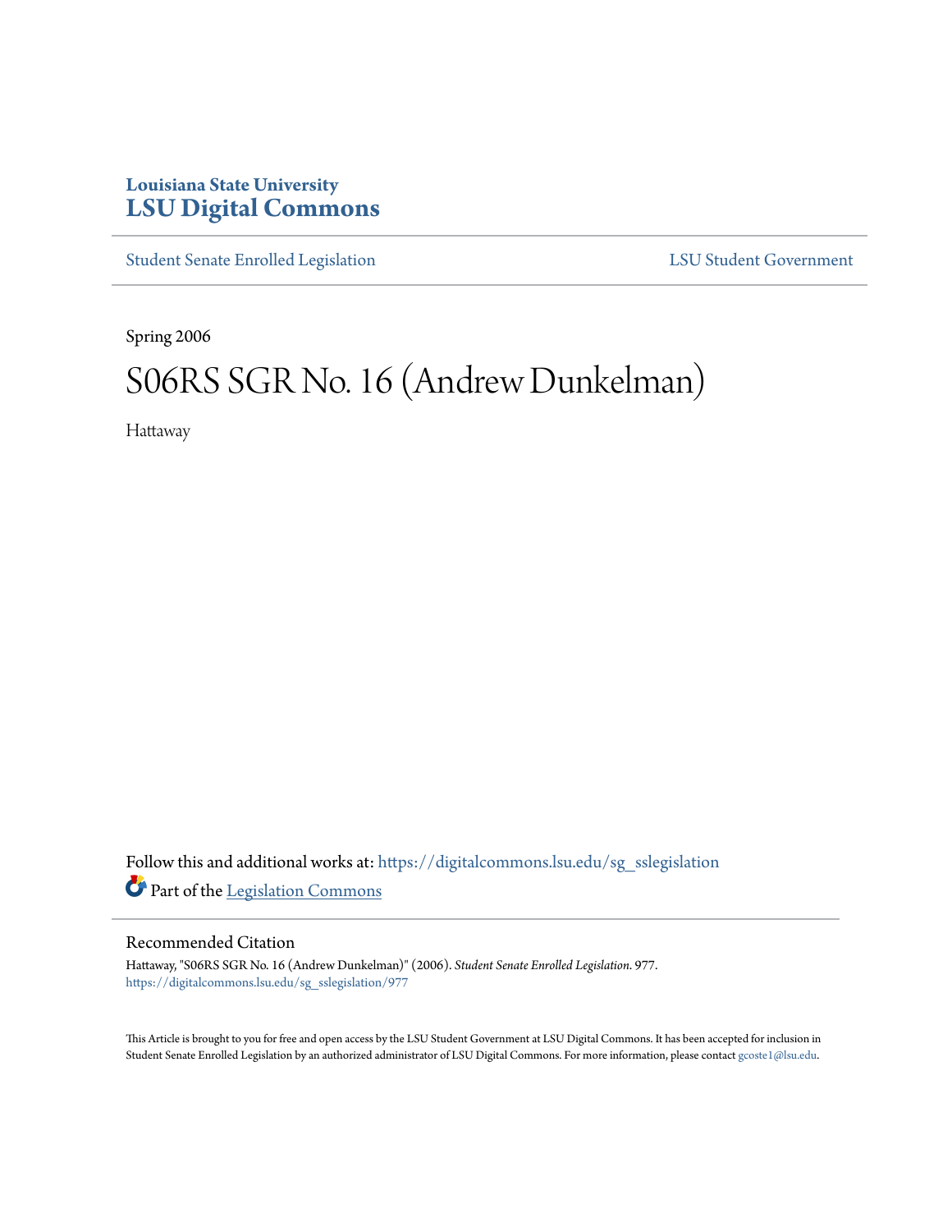Louisiana State University
# LSU Digital Commons

Student Senate Enrolled Legislation | LSU Student Government

Spring 2006

# S06RS SGR No. 16 (Andrew Dunkelman)

Hattaway

Follow this and additional works at: https://digitalcommons.lsu.edu/sg_sslegislation

Part of the Legislation Commons

## Recommended Citation

Hattaway, "S06RS SGR No. 16 (Andrew Dunkelman)" (2006). *Student Senate Enrolled Legislation*. 977.
https://digitalcommons.lsu.edu/sg_sslegislation/977

This Article is brought to you for free and open access by the LSU Student Government at LSU Digital Commons. It has been accepted for inclusion in Student Senate Enrolled Legislation by an authorized administrator of LSU Digital Commons. For more information, please contact gcoste1@lsu.edu.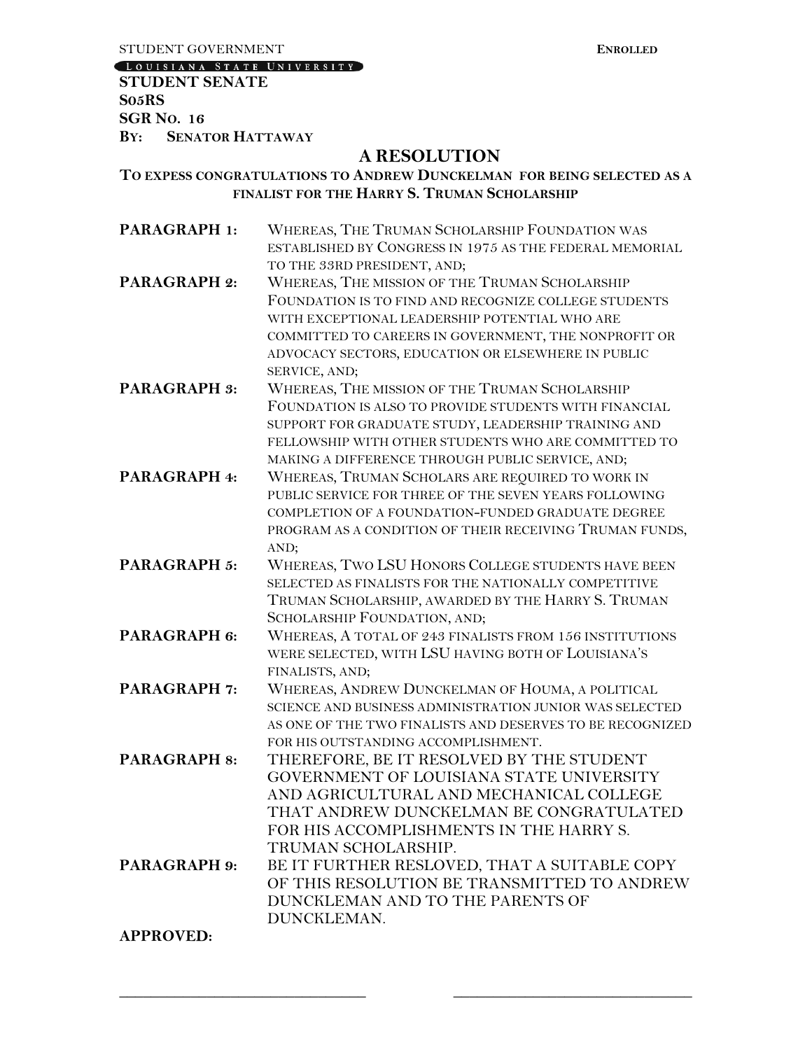STUDENT GOVERNMENT **ENROLLED**

LOUISIANA STATE UNIVERSITY

**STUDENT SENATE**
**S05RS**
**SGR NO. 16**
**BY: SENATOR HATTAWAY**

## A RESOLUTION

### TO EXPESS CONGRATULATIONS TO ANDREW DUNCKELMAN FOR BEING SELECTED AS A FINALIST FOR THE HARRY S. TRUMAN SCHOLARSHIP

**PARAGRAPH 1:** WHEREAS, THE TRUMAN SCHOLARSHIP FOUNDATION WAS ESTABLISHED BY CONGRESS IN 1975 AS THE FEDERAL MEMORIAL TO THE 33RD PRESIDENT, AND;

**PARAGRAPH 2:** WHEREAS, THE MISSION OF THE TRUMAN SCHOLARSHIP FOUNDATION IS TO FIND AND RECOGNIZE COLLEGE STUDENTS WITH EXCEPTIONAL LEADERSHIP POTENTIAL WHO ARE COMMITTED TO CAREERS IN GOVERNMENT, THE NONPROFIT OR ADVOCACY SECTORS, EDUCATION OR ELSEWHERE IN PUBLIC SERVICE, AND;

**PARAGRAPH 3:** WHEREAS, THE MISSION OF THE TRUMAN SCHOLARSHIP FOUNDATION IS ALSO TO PROVIDE STUDENTS WITH FINANCIAL SUPPORT FOR GRADUATE STUDY, LEADERSHIP TRAINING AND FELLOWSHIP WITH OTHER STUDENTS WHO ARE COMMITTED TO MAKING A DIFFERENCE THROUGH PUBLIC SERVICE, AND;

**PARAGRAPH 4:** WHEREAS, TRUMAN SCHOLARS ARE REQUIRED TO WORK IN PUBLIC SERVICE FOR THREE OF THE SEVEN YEARS FOLLOWING COMPLETION OF A FOUNDATION-FUNDED GRADUATE DEGREE PROGRAM AS A CONDITION OF THEIR RECEIVING TRUMAN FUNDS, AND;

**PARAGRAPH 5:** WHEREAS, TWO LSU HONORS COLLEGE STUDENTS HAVE BEEN SELECTED AS FINALISTS FOR THE NATIONALLY COMPETITIVE TRUMAN SCHOLARSHIP, AWARDED BY THE HARRY S. TRUMAN SCHOLARSHIP FOUNDATION, AND;

**PARAGRAPH 6:** WHEREAS, A TOTAL OF 243 FINALISTS FROM 156 INSTITUTIONS WERE SELECTED, WITH LSU HAVING BOTH OF LOUISIANA'S FINALISTS, AND;

**PARAGRAPH 7:** WHEREAS, ANDREW DUNCKELMAN OF HOUMA, A POLITICAL SCIENCE AND BUSINESS ADMINISTRATION JUNIOR WAS SELECTED AS ONE OF THE TWO FINALISTS AND DESERVES TO BE RECOGNIZED FOR HIS OUTSTANDING ACCOMPLISHMENT.

**PARAGRAPH 8:** THEREFORE, BE IT RESOLVED BY THE STUDENT GOVERNMENT OF LOUISIANA STATE UNIVERSITY AND AGRICULTURAL AND MECHANICAL COLLEGE THAT ANDREW DUNCKELMAN BE CONGRATULATED FOR HIS ACCOMPLISHMENTS IN THE HARRY S. TRUMAN SCHOLARSHIP.

**PARAGRAPH 9:** BE IT FURTHER RESLOVED, THAT A SUITABLE COPY OF THIS RESOLUTION BE TRANSMITTED TO ANDREW DUNCKLEMAN AND TO THE PARENTS OF DUNCKLEMAN.

**APPROVED:**

\_\_\_\_\_\_\_\_\_\_\_\_\_\_\_\_\_\_\_\_\_\_\_\_\_\_\_\_ \_\_\_\_\_\_\_\_\_\_\_\_\_\_\_\_\_\_\_\_\_\_\_\_\_\_\_\_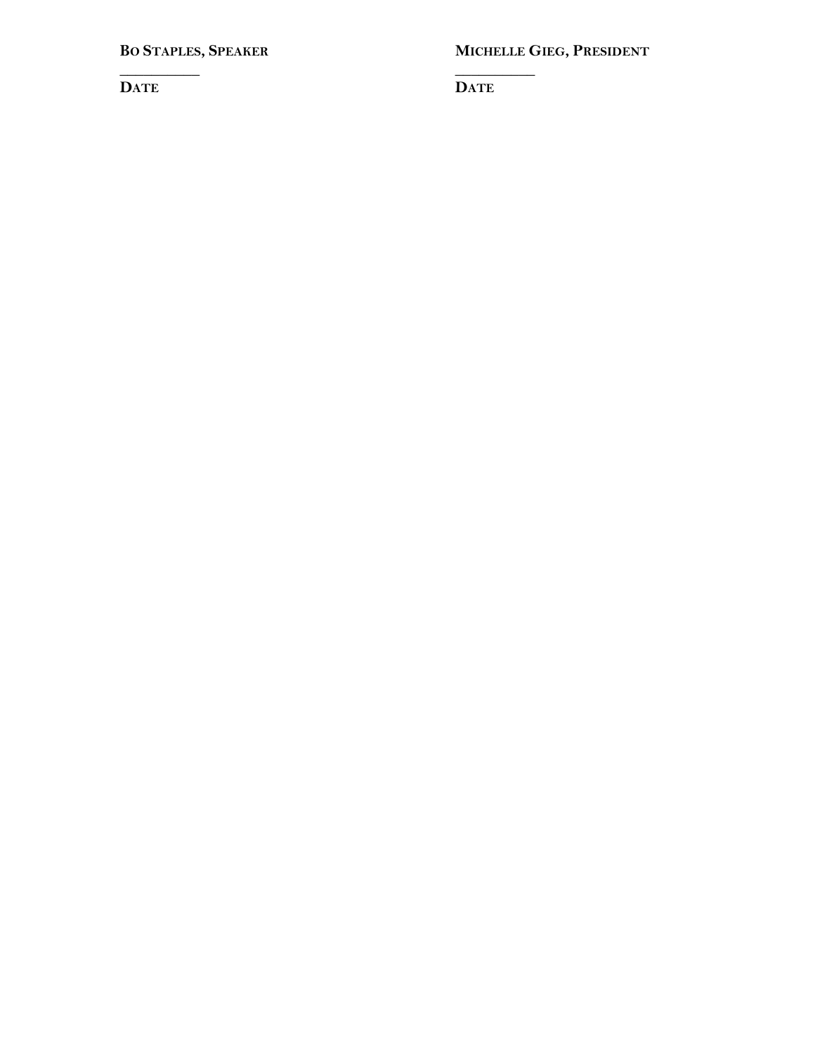**Bo Staples, Speaker**

\_\_\_\_\_\_\_\_\_\_\_

**Date**

**Michelle Gieg, President**

\_\_\_\_\_\_\_\_\_\_\_

**Date**